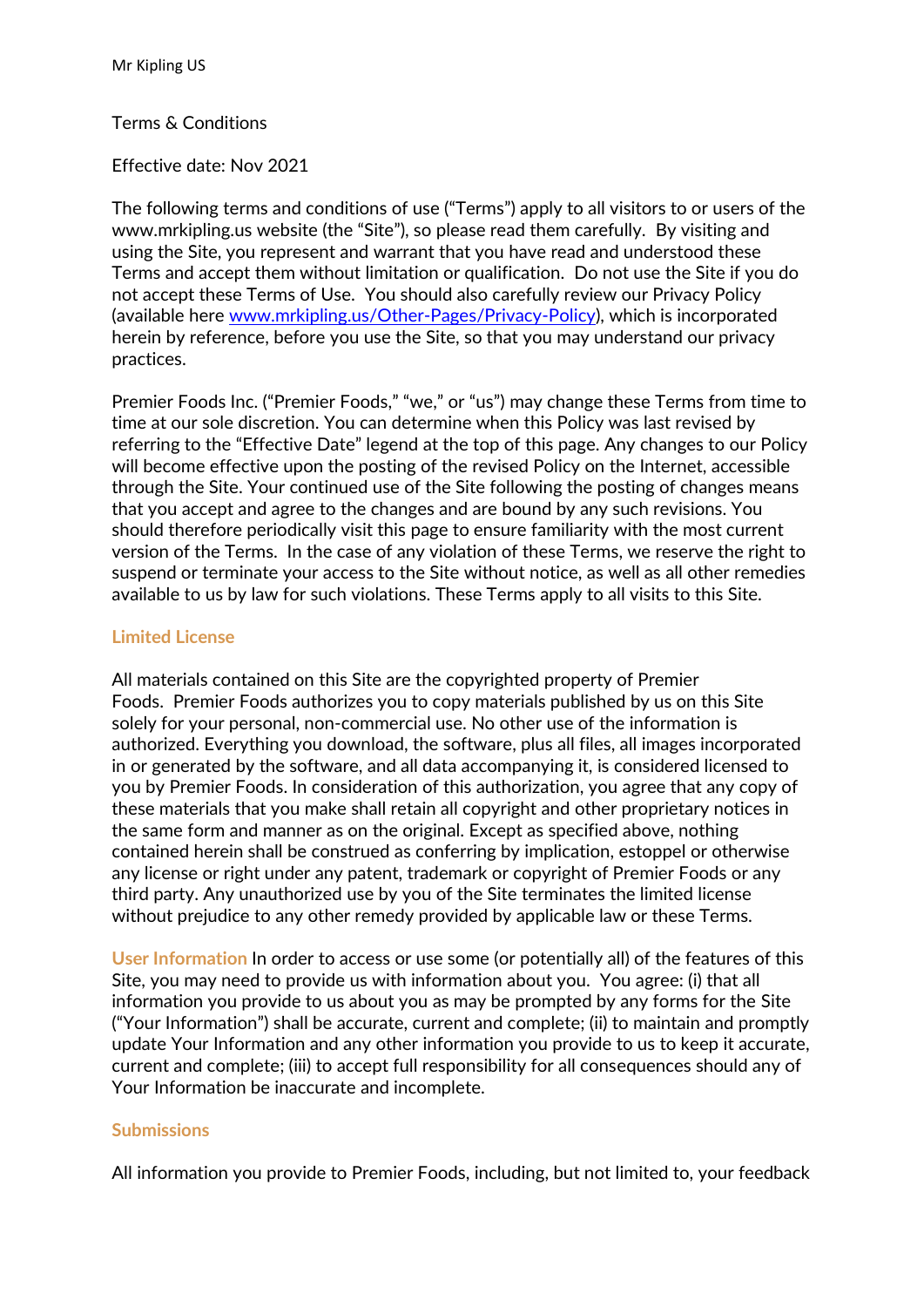Mr Kipling US

Terms & Conditions

Effective date: Nov 2021

The following terms and conditions of use ("Terms") apply to all visitors to or users of the www.mrkipling.us website (the "Site"), so please read them carefully. By visiting and using the Site, you represent and warrant that you have read and understood these Terms and accept them without limitation or qualification. Do not use the Site if you do not accept these Terms of Use. You should also carefully review our Privacy Policy (available here [www.mrkipling.us/Other-Pages/Privacy-Policy](www.mrkipling.us/Other-Pages/Privacy-Policy)), which is incorporated herein by reference, before you use the Site, so that you may understand our privacy practices.

Premier Foods Inc. ("Premier Foods," "we," or "us") may change these Terms from time to time at our sole discretion. You can determine when this Policy was last revised by referring to the "Effective Date" legend at the top of this page. Any changes to our Policy will become effective upon the posting of the revised Policy on the Internet, accessible through the Site. Your continued use of the Site following the posting of changes means that you accept and agree to the changes and are bound by any such revisions. You should therefore periodically visit this page to ensure familiarity with the most current version of the Terms. In the case of any violation of these Terms, we reserve the right to suspend or terminate your access to the Site without notice, as well as all other remedies available to us by law for such violations. These Terms apply to all visits to this Site.

## Limited License

All materials contained on this Site are the copyrighted property of Premier Foods. Premier Foods authorizes you to copy materials published by us on this Site solely for your personal, non-commercial use. No other use of the information is authorized. Everything you download, the software, plus all files, all images incorporated in or generated by the software, and all data accompanying it, is considered licensed to you by Premier Foods. In consideration of this authorization, you agree that any copy of these materials that you make shall retain all copyright and other proprietary notices in the same form and manner as on the original. Except as specified above, nothing contained herein shall be construed as conferring by implication, estoppel or otherwise any license or right under any patent, trademark or copyright of Premier Foods or any third party. Any unauthorized use by you of the Site terminates the limited license without prejudice to any other remedy provided by applicable law or these Terms.

**User Information** In order to access or use some (or potentially all) of the features of this Site, you may need to provide us with information about you. You agree: (i) that all information you provide to us about you as may be prompted by any forms for the Site ("Your Information") shall be accurate, current and complete; (ii) to maintain and promptly update Your Information and any other information you provide to us to keep it accurate, current and complete; (iii) to accept full responsibility for all consequences should any of Your Information be inaccurate and incomplete.

## Submissions

All information you provide to Premier Foods, including, but not limited to, your feedback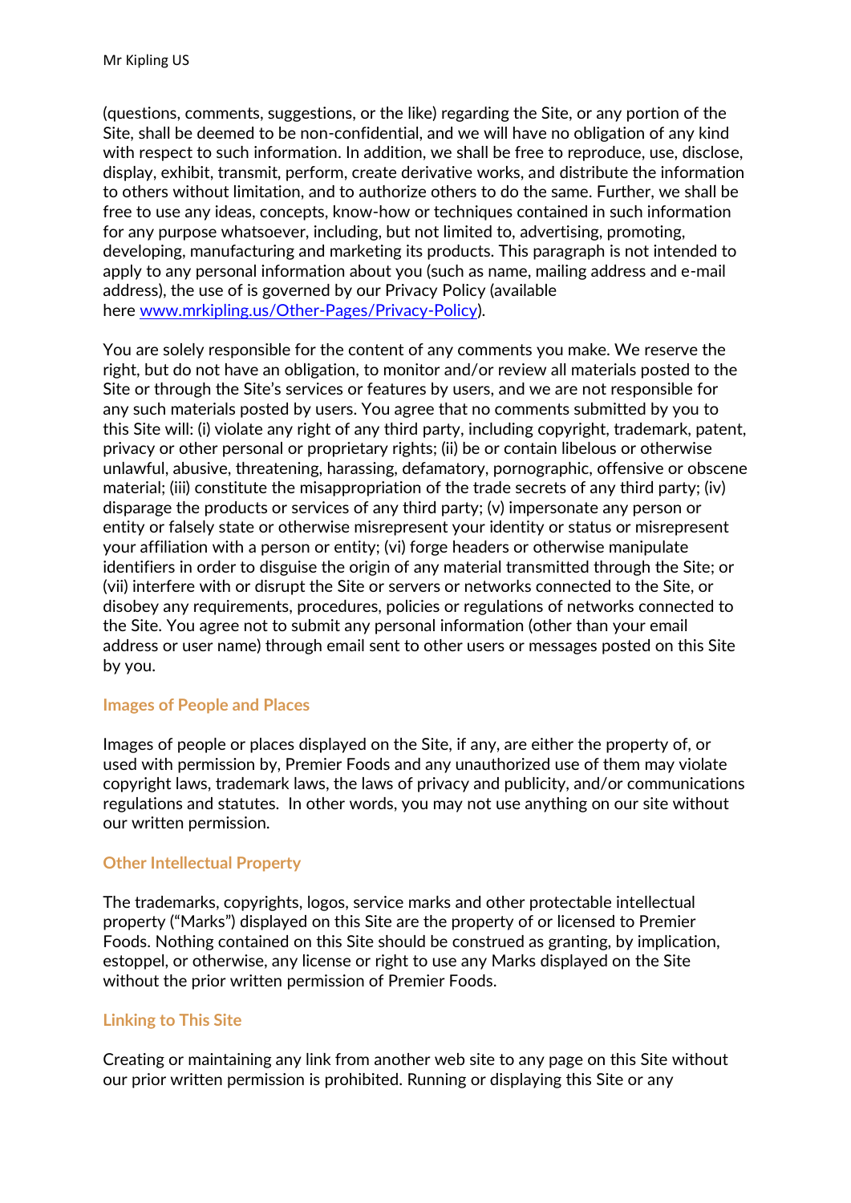(questions, comments, suggestions, or the like) regarding the Site, or any portion of the Site, shall be deemed to be non-confidential, and we will have no obligation of any kind with respect to such information. In addition, we shall be free to reproduce, use, disclose, display, exhibit, transmit, perform, create derivative works, and distribute the information to others without limitation, and to authorize others to do the same. Further, we shall be free to use any ideas, concepts, know-how or techniques contained in such information for any purpose whatsoever, including, but not limited to, advertising, promoting, developing, manufacturing and marketing its products. This paragraph is not intended to apply to any personal information about you (such as name, mailing address and e-mail address), the use of is governed by our Privacy Policy (available here [www.mrkipling.us/Other-Pages/Privacy-Policy](www.mrkipling.us/Other-Pages/Privacy-Policy)).

You are solely responsible for the content of any comments you make. We reserve the right, but do not have an obligation, to monitor and/or review all materials posted to the Site or through the Site's services or features by users, and we are not responsible for any such materials posted by users. You agree that no comments submitted by you to this Site will: (i) violate any right of any third party, including copyright, trademark, patent, privacy or other personal or proprietary rights; (ii) be or contain libelous or otherwise unlawful, abusive, threatening, harassing, defamatory, pornographic, offensive or obscene material; (iii) constitute the misappropriation of the trade secrets of any third party; (iv) disparage the products or services of any third party; (v) impersonate any person or entity or falsely state or otherwise misrepresent your identity or status or misrepresent your affiliation with a person or entity; (vi) forge headers or otherwise manipulate identifiers in order to disguise the origin of any material transmitted through the Site; or (vii) interfere with or disrupt the Site or servers or networks connected to the Site, or disobey any requirements, procedures, policies or regulations of networks connected to the Site. You agree not to submit any personal information (other than your email address or user name) through email sent to other users or messages posted on this Site by you.

### Images of People and Places

Images of people or places displayed on the Site, if any, are either the property of, or used with permission by, Premier Foods and any unauthorized use of them may violate copyright laws, trademark laws, the laws of privacy and publicity, and/or communications regulations and statutes. In other words, you may not use anything on our site without our written permission.

### Other Intellectual Property

The trademarks, copyrights, logos, service marks and other protectable intellectual property ("Marks") displayed on this Site are the property of or licensed to Premier Foods. Nothing contained on this Site should be construed as granting, by implication, estoppel, or otherwise, any license or right to use any Marks displayed on the Site without the prior written permission of Premier Foods.

### Linking to This Site

Creating or maintaining any link from another web site to any page on this Site without our prior written permission is prohibited. Running or displaying this Site or any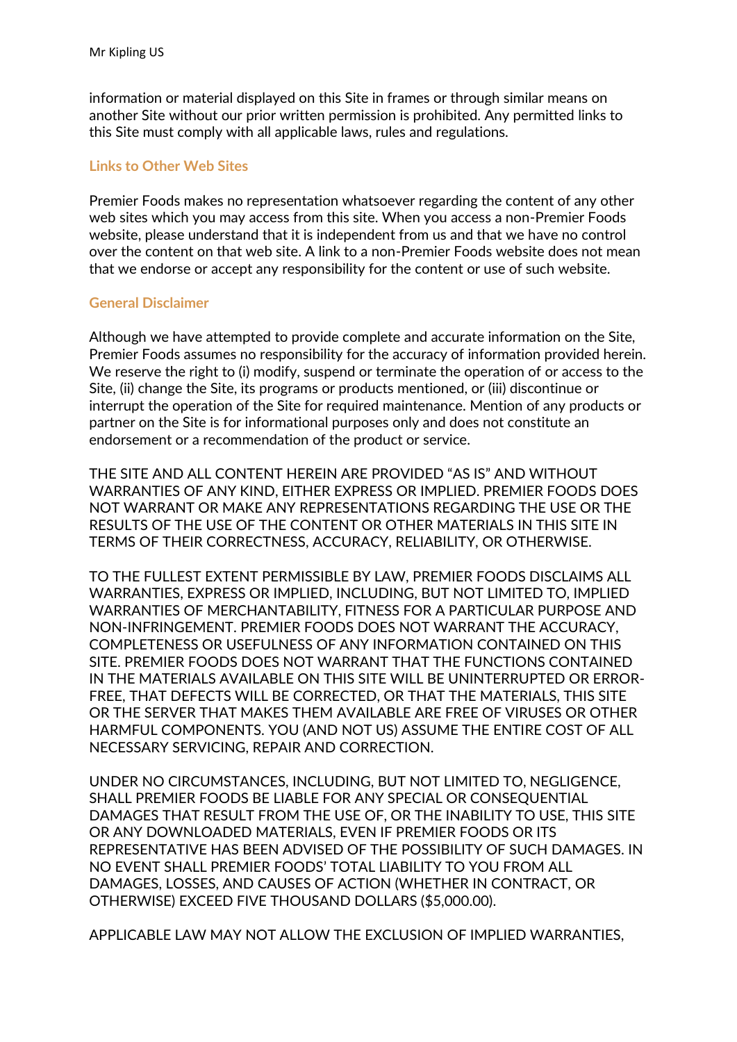information or material displayed on this Site in frames or through similar means on another Site without our prior written permission is prohibited. Any permitted links to this Site must comply with all applicable laws, rules and regulations.

## Links to Other Web Sites

Premier Foods makes no representation whatsoever regarding the content of any other web sites which you may access from this site. When you access a non-Premier Foods website, please understand that it is independent from us and that we have no control over the content on that web site. A link to a non-Premier Foods website does not mean that we endorse or accept any responsibility for the content or use of such website.

## General Disclaimer

Although we have attempted to provide complete and accurate information on the Site, Premier Foods assumes no responsibility for the accuracy of information provided herein. We reserve the right to (i) modify, suspend or terminate the operation of or access to the Site, (ii) change the Site, its programs or products mentioned, or (iii) discontinue or interrupt the operation of the Site for required maintenance. Mention of any products or partner on the Site is for informational purposes only and does not constitute an endorsement or a recommendation of the product or service.

THE SITE AND ALL CONTENT HEREIN ARE PROVIDED "AS IS" AND WITHOUT WARRANTIES OF ANY KIND, EITHER EXPRESS OR IMPLIED. PREMIER FOODS DOES NOT WARRANT OR MAKE ANY REPRESENTATIONS REGARDING THE USE OR THE RESULTS OF THE USE OF THE CONTENT OR OTHER MATERIALS IN THIS SITE IN TERMS OF THEIR CORRECTNESS, ACCURACY, RELIABILITY, OR OTHERWISE.

TO THE FULLEST EXTENT PERMISSIBLE BY LAW, PREMIER FOODS DISCLAIMS ALL WARRANTIES, EXPRESS OR IMPLIED, INCLUDING, BUT NOT LIMITED TO, IMPLIED WARRANTIES OF MERCHANTABILITY, FITNESS FOR A PARTICULAR PURPOSE AND NON-INFRINGEMENT. PREMIER FOODS DOES NOT WARRANT THE ACCURACY, COMPLETENESS OR USEFULNESS OF ANY INFORMATION CONTAINED ON THIS SITE. PREMIER FOODS DOES NOT WARRANT THAT THE FUNCTIONS CONTAINED IN THE MATERIALS AVAILABLE ON THIS SITE WILL BE UNINTERRUPTED OR ERROR-FREE, THAT DEFECTS WILL BE CORRECTED, OR THAT THE MATERIALS, THIS SITE OR THE SERVER THAT MAKES THEM AVAILABLE ARE FREE OF VIRUSES OR OTHER HARMFUL COMPONENTS. YOU (AND NOT US) ASSUME THE ENTIRE COST OF ALL NECESSARY SERVICING, REPAIR AND CORRECTION.

UNDER NO CIRCUMSTANCES, INCLUDING, BUT NOT LIMITED TO, NEGLIGENCE, SHALL PREMIER FOODS BE LIABLE FOR ANY SPECIAL OR CONSEQUENTIAL DAMAGES THAT RESULT FROM THE USE OF, OR THE INABILITY TO USE, THIS SITE OR ANY DOWNLOADED MATERIALS, EVEN IF PREMIER FOODS OR ITS REPRESENTATIVE HAS BEEN ADVISED OF THE POSSIBILITY OF SUCH DAMAGES. IN NO EVENT SHALL PREMIER FOODS' TOTAL LIABILITY TO YOU FROM ALL DAMAGES, LOSSES, AND CAUSES OF ACTION (WHETHER IN CONTRACT, OR OTHERWISE) EXCEED FIVE THOUSAND DOLLARS ($5,000.00).

APPLICABLE LAW MAY NOT ALLOW THE EXCLUSION OF IMPLIED WARRANTIES,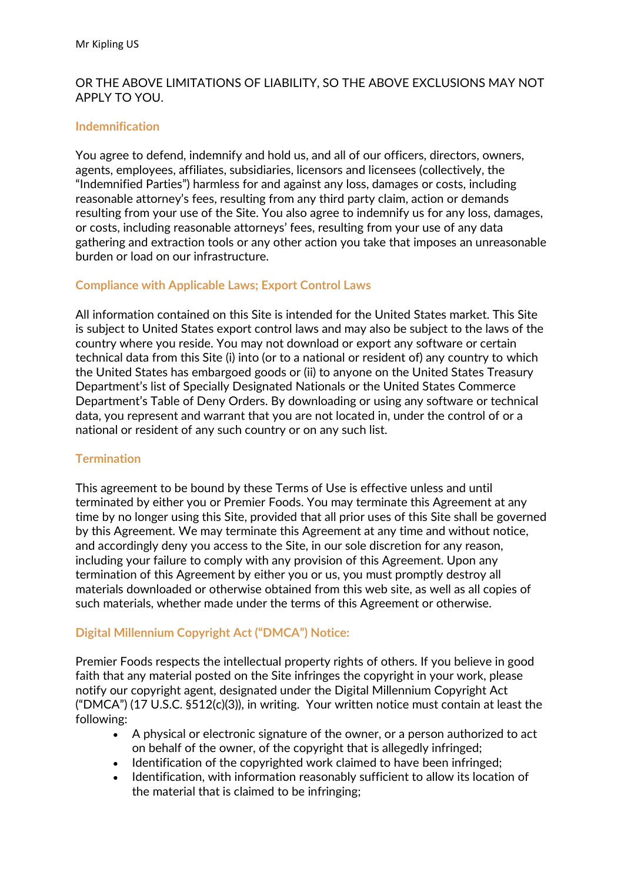OR THE ABOVE LIMITATIONS OF LIABILITY, SO THE ABOVE EXCLUSIONS MAY NOT APPLY TO YOU.

## Indemnification

You agree to defend, indemnify and hold us, and all of our officers, directors, owners, agents, employees, affiliates, subsidiaries, licensors and licensees (collectively, the "Indemnified Parties") harmless for and against any loss, damages or costs, including reasonable attorney's fees, resulting from any third party claim, action or demands resulting from your use of the Site. You also agree to indemnify us for any loss, damages, or costs, including reasonable attorneys' fees, resulting from your use of any data gathering and extraction tools or any other action you take that imposes an unreasonable burden or load on our infrastructure.

## Compliance with Applicable Laws; Export Control Laws

All information contained on this Site is intended for the United States market. This Site is subject to United States export control laws and may also be subject to the laws of the country where you reside. You may not download or export any software or certain technical data from this Site (i) into (or to a national or resident of) any country to which the United States has embargoed goods or (ii) to anyone on the United States Treasury Department's list of Specially Designated Nationals or the United States Commerce Department's Table of Deny Orders. By downloading or using any software or technical data, you represent and warrant that you are not located in, under the control of or a national or resident of any such country or on any such list.

## Termination

This agreement to be bound by these Terms of Use is effective unless and until terminated by either you or Premier Foods. You may terminate this Agreement at any time by no longer using this Site, provided that all prior uses of this Site shall be governed by this Agreement. We may terminate this Agreement at any time and without notice, and accordingly deny you access to the Site, in our sole discretion for any reason, including your failure to comply with any provision of this Agreement. Upon any termination of this Agreement by either you or us, you must promptly destroy all materials downloaded or otherwise obtained from this web site, as well as all copies of such materials, whether made under the terms of this Agreement or otherwise.

## Digital Millennium Copyright Act ("DMCA") Notice:

Premier Foods respects the intellectual property rights of others. If you believe in good faith that any material posted on the Site infringes the copyright in your work, please notify our copyright agent, designated under the Digital Millennium Copyright Act ("DMCA") (17 U.S.C. §512(c)(3)), in writing. Your written notice must contain at least the following:

- A physical or electronic signature of the owner, or a person authorized to act on behalf of the owner, of the copyright that is allegedly infringed;
- Identification of the copyrighted work claimed to have been infringed;
- Identification, with information reasonably sufficient to allow its location of the material that is claimed to be infringing;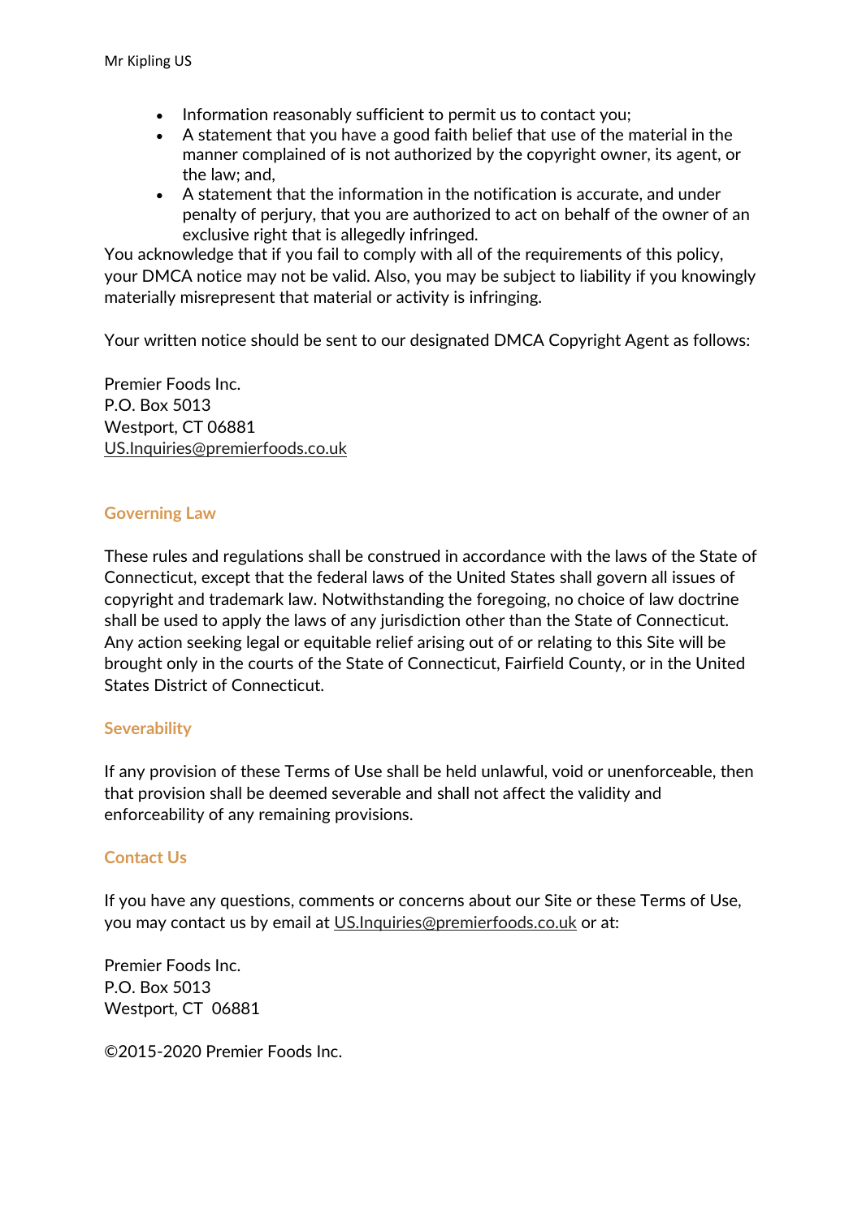- Information reasonably sufficient to permit us to contact you;
- A statement that you have a good faith belief that use of the material in the manner complained of is not authorized by the copyright owner, its agent, or the law; and,
- A statement that the information in the notification is accurate, and under penalty of perjury, that you are authorized to act on behalf of the owner of an exclusive right that is allegedly infringed.

You acknowledge that if you fail to comply with all of the requirements of this policy, your DMCA notice may not be valid. Also, you may be subject to liability if you knowingly materially misrepresent that material or activity is infringing.

Your written notice should be sent to our designated DMCA Copyright Agent as follows:

Premier Foods Inc.
P.O. Box 5013
Westport, CT 06881
US.Inquiries@premierfoods.co.uk

## Governing Law

These rules and regulations shall be construed in accordance with the laws of the State of Connecticut, except that the federal laws of the United States shall govern all issues of copyright and trademark law. Notwithstanding the foregoing, no choice of law doctrine shall be used to apply the laws of any jurisdiction other than the State of Connecticut. Any action seeking legal or equitable relief arising out of or relating to this Site will be brought only in the courts of the State of Connecticut, Fairfield County, or in the United States District of Connecticut.

## Severability

If any provision of these Terms of Use shall be held unlawful, void or unenforceable, then that provision shall be deemed severable and shall not affect the validity and enforceability of any remaining provisions.

## Contact Us

If you have any questions, comments or concerns about our Site or these Terms of Use, you may contact us by email at US.Inquiries@premierfoods.co.uk or at:

Premier Foods Inc.
P.O. Box 5013
Westport, CT 06881

©2015-2020 Premier Foods Inc.